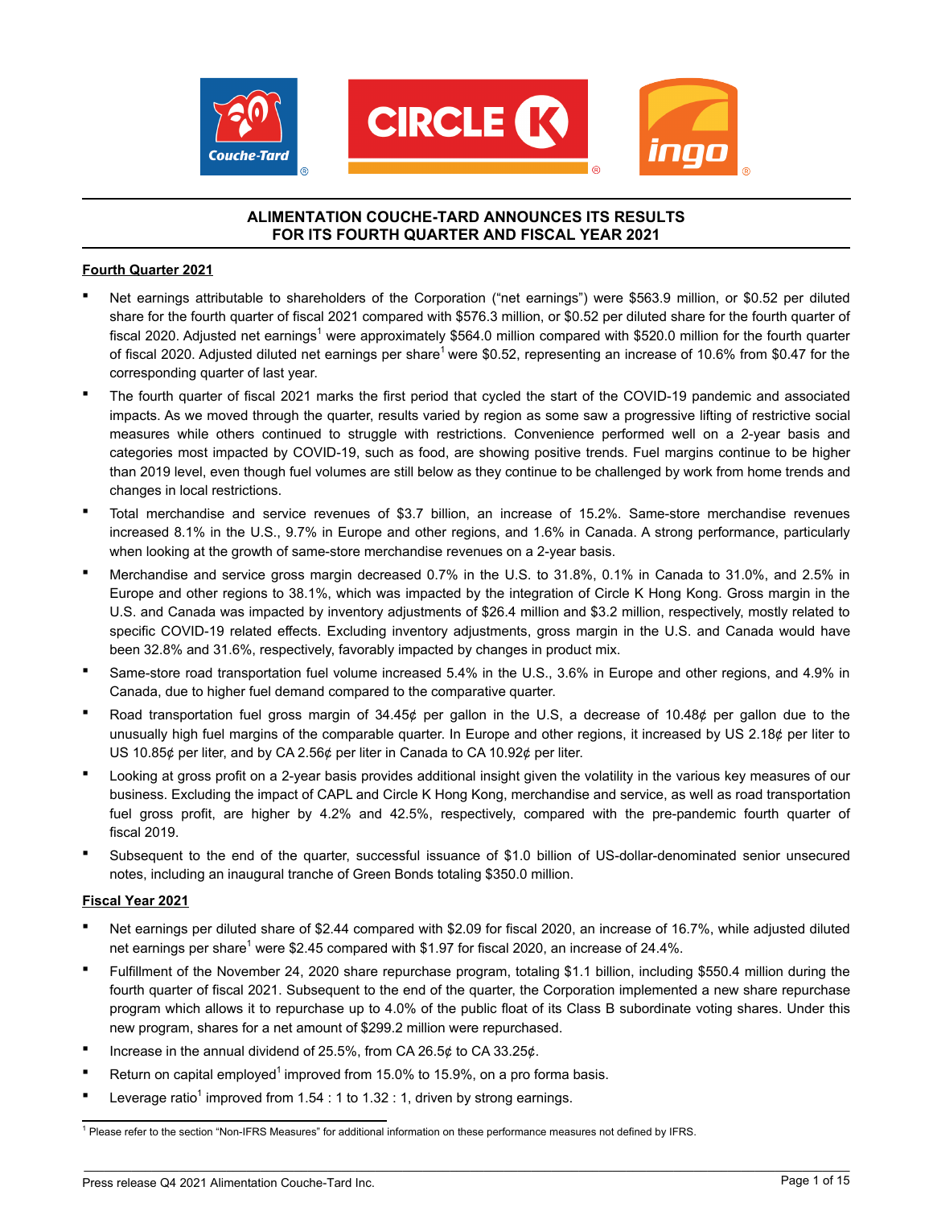# ALIMENTATION COUCHE-TARD ANNOUNCES ITS RESULTS FOR ITS FOURTH QUARTER AND FISCAL YEAR 2021

## Fourth Quarter 2021

- Net earnings attributable to shareholders of the Corporation ("net earnings") were $563.9 million, or $0.52 per diluted share for the fourth quarter of fiscal 2021 compared with $576.3 million, or $0.52 per diluted share for the fourth quarter of fiscal 2020. Adjusted net earnings[1] were approximately $564.0 million compared with $520.0 million for the fourth quarter of fiscal 2020. Adjusted diluted net earnings per share[1] were $0.52, representing an increase of 10.6% from $0.47 for the corresponding quarter of last year.
- The fourth quarter of fiscal 2021 marks the first period that cycled the start of the COVID-19 pandemic and associated impacts. As we moved through the quarter, results varied by region as some saw a progressive lifting of restrictive social measures while others continued to struggle with restrictions. Convenience performed well on a 2-year basis and categories most impacted by COVID-19, such as food, are showing positive trends. Fuel margins continue to be higher than 2019 level, even though fuel volumes are still below as they continue to be challenged by work from home trends and changes in local restrictions.
- Total merchandise and service revenues of $3.7 billion, an increase of 15.2%. Same-store merchandise revenues increased 8.1% in the U.S., 9.7% in Europe and other regions, and 1.6% in Canada. A strong performance, particularly when looking at the growth of same-store merchandise revenues on a 2-year basis.
- Merchandise and service gross margin decreased 0.7% in the U.S. to 31.8%, 0.1% in Canada to 31.0%, and 2.5% in Europe and other regions to 38.1%, which was impacted by the integration of Circle K Hong Kong. Gross margin in the U.S. and Canada was impacted by inventory adjustments of $26.4 million and $3.2 million, respectively, mostly related to specific COVID-19 related effects. Excluding inventory adjustments, gross margin in the U.S. and Canada would have been 32.8% and 31.6%, respectively, favorably impacted by changes in product mix.
- Same-store road transportation fuel volume increased 5.4% in the U.S., 3.6% in Europe and other regions, and 4.9% in Canada, due to higher fuel demand compared to the comparative quarter.
- Road transportation fuel gross margin of 34.45¢ per gallon in the U.S, a decrease of 10.48¢ per gallon due to the unusually high fuel margins of the comparable quarter. In Europe and other regions, it increased by US 2.18¢ per liter to US 10.85¢ per liter, and by CA 2.56¢ per liter in Canada to CA 10.92¢ per liter.
- Looking at gross profit on a 2-year basis provides additional insight given the volatility in the various key measures of our business. Excluding the impact of CAPL and Circle K Hong Kong, merchandise and service, as well as road transportation fuel gross profit, are higher by 4.2% and 42.5%, respectively, compared with the pre-pandemic fourth quarter of fiscal 2019.
- Subsequent to the end of the quarter, successful issuance of $1.0 billion of US-dollar-denominated senior unsecured notes, including an inaugural tranche of Green Bonds totaling $350.0 million.

## Fiscal Year 2021

- Net earnings per diluted share of $2.44 compared with $2.09 for fiscal 2020, an increase of 16.7%, while adjusted diluted net earnings per share[1] were $2.45 compared with $1.97 for fiscal 2020, an increase of 24.4%.
- Fulfillment of the November 24, 2020 share repurchase program, totaling $1.1 billion, including $550.4 million during the fourth quarter of fiscal 2021. Subsequent to the end of the quarter, the Corporation implemented a new share repurchase program which allows it to repurchase up to 4.0% of the public float of its Class B subordinate voting shares. Under this new program, shares for a net amount of $299.2 million were repurchased.
- Increase in the annual dividend of 25.5%, from CA 26.5¢ to CA 33.25¢.
- Return on capital employed[1] improved from 15.0% to 15.9%, on a pro forma basis.
- Leverage ratio[1] improved from 1.54 : 1 to 1.32 : 1, driven by strong earnings.

[1] Please refer to the section "Non-IFRS Measures" for additional information on these performance measures not defined by IFRS.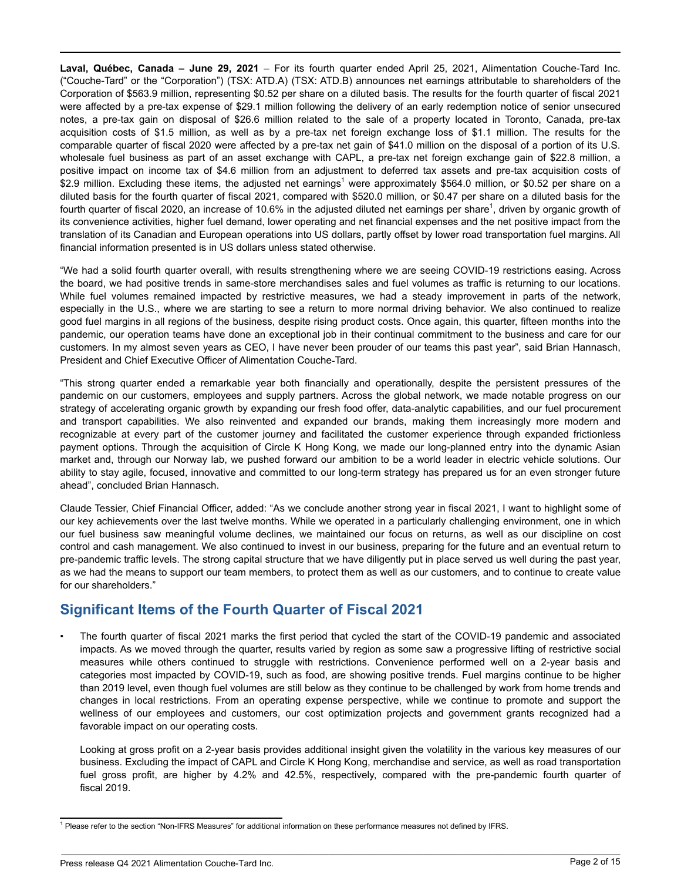**Laval, Québec, Canada – June 29, 2021** – For its fourth quarter ended April 25, 2021, Alimentation Couche-Tard Inc. ("Couche-Tard" or the "Corporation") (TSX: ATD.A) (TSX: ATD.B) announces net earnings attributable to shareholders of the Corporation of $563.9 million, representing $0.52 per share on a diluted basis. The results for the fourth quarter of fiscal 2021 were affected by a pre-tax expense of $29.1 million following the delivery of an early redemption notice of senior unsecured notes, a pre-tax gain on disposal of $26.6 million related to the sale of a property located in Toronto, Canada, pre-tax acquisition costs of $1.5 million, as well as by a pre-tax net foreign exchange loss of $1.1 million. The results for the comparable quarter of fiscal 2020 were affected by a pre-tax net gain of $41.0 million on the disposal of a portion of its U.S. wholesale fuel business as part of an asset exchange with CAPL, a pre-tax net foreign exchange gain of $22.8 million, a positive impact on income tax of $4.6 million from an adjustment to deferred tax assets and pre-tax acquisition costs of $2.9 million. Excluding these items, the adjusted net earnings[1] were approximately $564.0 million, or $0.52 per share on a diluted basis for the fourth quarter of fiscal 2021, compared with $520.0 million, or $0.47 per share on a diluted basis for the fourth quarter of fiscal 2020, an increase of 10.6% in the adjusted diluted net earnings per share[1], driven by organic growth of its convenience activities, higher fuel demand, lower operating and net financial expenses and the net positive impact from the translation of its Canadian and European operations into US dollars, partly offset by lower road transportation fuel margins. All financial information presented is in US dollars unless stated otherwise.

"We had a solid fourth quarter overall, with results strengthening where we are seeing COVID-19 restrictions easing. Across the board, we had positive trends in same-store merchandises sales and fuel volumes as traffic is returning to our locations. While fuel volumes remained impacted by restrictive measures, we had a steady improvement in parts of the network, especially in the U.S., where we are starting to see a return to more normal driving behavior. We also continued to realize good fuel margins in all regions of the business, despite rising product costs. Once again, this quarter, fifteen months into the pandemic, our operation teams have done an exceptional job in their continual commitment to the business and care for our customers. In my almost seven years as CEO, I have never been prouder of our teams this past year", said Brian Hannasch, President and Chief Executive Officer of Alimentation Couche-Tard.

"This strong quarter ended a remarkable year both financially and operationally, despite the persistent pressures of the pandemic on our customers, employees and supply partners. Across the global network, we made notable progress on our strategy of accelerating organic growth by expanding our fresh food offer, data-analytic capabilities, and our fuel procurement and transport capabilities. We also reinvented and expanded our brands, making them increasingly more modern and recognizable at every part of the customer journey and facilitated the customer experience through expanded frictionless payment options. Through the acquisition of Circle K Hong Kong, we made our long-planned entry into the dynamic Asian market and, through our Norway lab, we pushed forward our ambition to be a world leader in electric vehicle solutions. Our ability to stay agile, focused, innovative and committed to our long-term strategy has prepared us for an even stronger future ahead", concluded Brian Hannasch.

Claude Tessier, Chief Financial Officer, added: "As we conclude another strong year in fiscal 2021, I want to highlight some of our key achievements over the last twelve months. While we operated in a particularly challenging environment, one in which our fuel business saw meaningful volume declines, we maintained our focus on returns, as well as our discipline on cost control and cash management. We also continued to invest in our business, preparing for the future and an eventual return to pre-pandemic traffic levels. The strong capital structure that we have diligently put in place served us well during the past year, as we had the means to support our team members, to protect them as well as our customers, and to continue to create value for our shareholders."

## Significant Items of the Fourth Quarter of Fiscal 2021

- The fourth quarter of fiscal 2021 marks the first period that cycled the start of the COVID-19 pandemic and associated impacts. As we moved through the quarter, results varied by region as some saw a progressive lifting of restrictive social measures while others continued to struggle with restrictions. Convenience performed well on a 2-year basis and categories most impacted by COVID-19, such as food, are showing positive trends. Fuel margins continue to be higher than 2019 level, even though fuel volumes are still below as they continue to be challenged by work from home trends and changes in local restrictions. From an operating expense perspective, while we continue to promote and support the wellness of our employees and customers, our cost optimization projects and government grants recognized had a favorable impact on our operating costs.

  Looking at gross profit on a 2-year basis provides additional insight given the volatility in the various key measures of our business. Excluding the impact of CAPL and Circle K Hong Kong, merchandise and service, as well as road transportation fuel gross profit, are higher by 4.2% and 42.5%, respectively, compared with the pre-pandemic fourth quarter of fiscal 2019.

[1] Please refer to the section "Non-IFRS Measures" for additional information on these performance measures not defined by IFRS.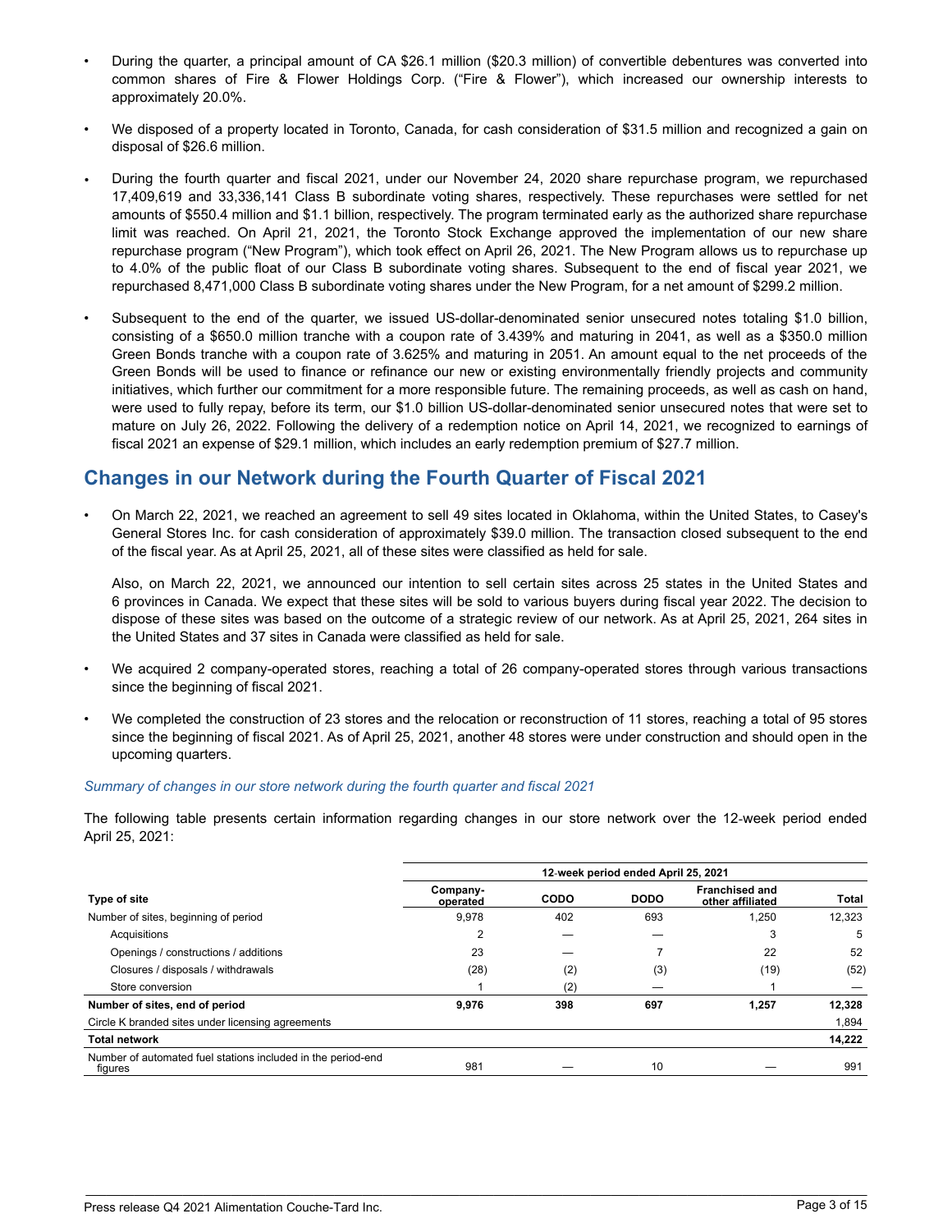- During the quarter, a principal amount of CA $26.1 million ($20.3 million) of convertible debentures was converted into common shares of Fire & Flower Holdings Corp. ("Fire & Flower"), which increased our ownership interests to approximately 20.0%.
- We disposed of a property located in Toronto, Canada, for cash consideration of $31.5 million and recognized a gain on disposal of $26.6 million.
- During the fourth quarter and fiscal 2021, under our November 24, 2020 share repurchase program, we repurchased 17,409,619 and 33,336,141 Class B subordinate voting shares, respectively. These repurchases were settled for net amounts of $550.4 million and $1.1 billion, respectively. The program terminated early as the authorized share repurchase limit was reached. On April 21, 2021, the Toronto Stock Exchange approved the implementation of our new share repurchase program ("New Program"), which took effect on April 26, 2021. The New Program allows us to repurchase up to 4.0% of the public float of our Class B subordinate voting shares. Subsequent to the end of fiscal year 2021, we repurchased 8,471,000 Class B subordinate voting shares under the New Program, for a net amount of $299.2 million.
- Subsequent to the end of the quarter, we issued US-dollar-denominated senior unsecured notes totaling $1.0 billion, consisting of a $650.0 million tranche with a coupon rate of 3.439% and maturing in 2041, as well as a $350.0 million Green Bonds tranche with a coupon rate of 3.625% and maturing in 2051. An amount equal to the net proceeds of the Green Bonds will be used to finance or refinance our new or existing environmentally friendly projects and community initiatives, which further our commitment for a more responsible future. The remaining proceeds, as well as cash on hand, were used to fully repay, before its term, our $1.0 billion US-dollar-denominated senior unsecured notes that were set to mature on July 26, 2022. Following the delivery of a redemption notice on April 14, 2021, we recognized to earnings of fiscal 2021 an expense of $29.1 million, which includes an early redemption premium of $27.7 million.

## Changes in our Network during the Fourth Quarter of Fiscal 2021

- On March 22, 2021, we reached an agreement to sell 49 sites located in Oklahoma, within the United States, to Casey's General Stores Inc. for cash consideration of approximately $39.0 million. The transaction closed subsequent to the end of the fiscal year. As at April 25, 2021, all of these sites were classified as held for sale.

  Also, on March 22, 2021, we announced our intention to sell certain sites across 25 states in the United States and 6 provinces in Canada. We expect that these sites will be sold to various buyers during fiscal year 2022. The decision to dispose of these sites was based on the outcome of a strategic review of our network. As at April 25, 2021, 264 sites in the United States and 37 sites in Canada were classified as held for sale.
- We acquired 2 company-operated stores, reaching a total of 26 company-operated stores through various transactions since the beginning of fiscal 2021.
- We completed the construction of 23 stores and the relocation or reconstruction of 11 stores, reaching a total of 95 stores since the beginning of fiscal 2021. As of April 25, 2021, another 48 stores were under construction and should open in the upcoming quarters.

*Summary of changes in our store network during the fourth quarter and fiscal 2021*

The following table presents certain information regarding changes in our store network over the 12-week period ended April 25, 2021:

| | 12-week period ended April 25, 2021 | | | | |
|---|---|---|---|---|---|
| **Type of site** | **Company-operated** | **CODO** | **DODO** | **Franchised and other affiliated** | **Total** |
| Number of sites, beginning of period | 9,978 | 402 | 693 | 1,250 | 12,323 |
| Acquisitions | 2 | — | — | 3 | 5 |
| Openings / constructions / additions | 23 | — | 7 | 22 | 52 |
| Closures / disposals / withdrawals | (28) | (2) | (3) | (19) | (52) |
| Store conversion | 1 | (2) | — | 1 | — |
| **Number of sites, end of period** | **9,976** | **398** | **697** | **1,257** | **12,328** |
| Circle K branded sites under licensing agreements | | | | | 1,894 |
| **Total network** | | | | | **14,222** |
| Number of automated fuel stations included in the period-end figures | 981 | — | 10 | — | 991 |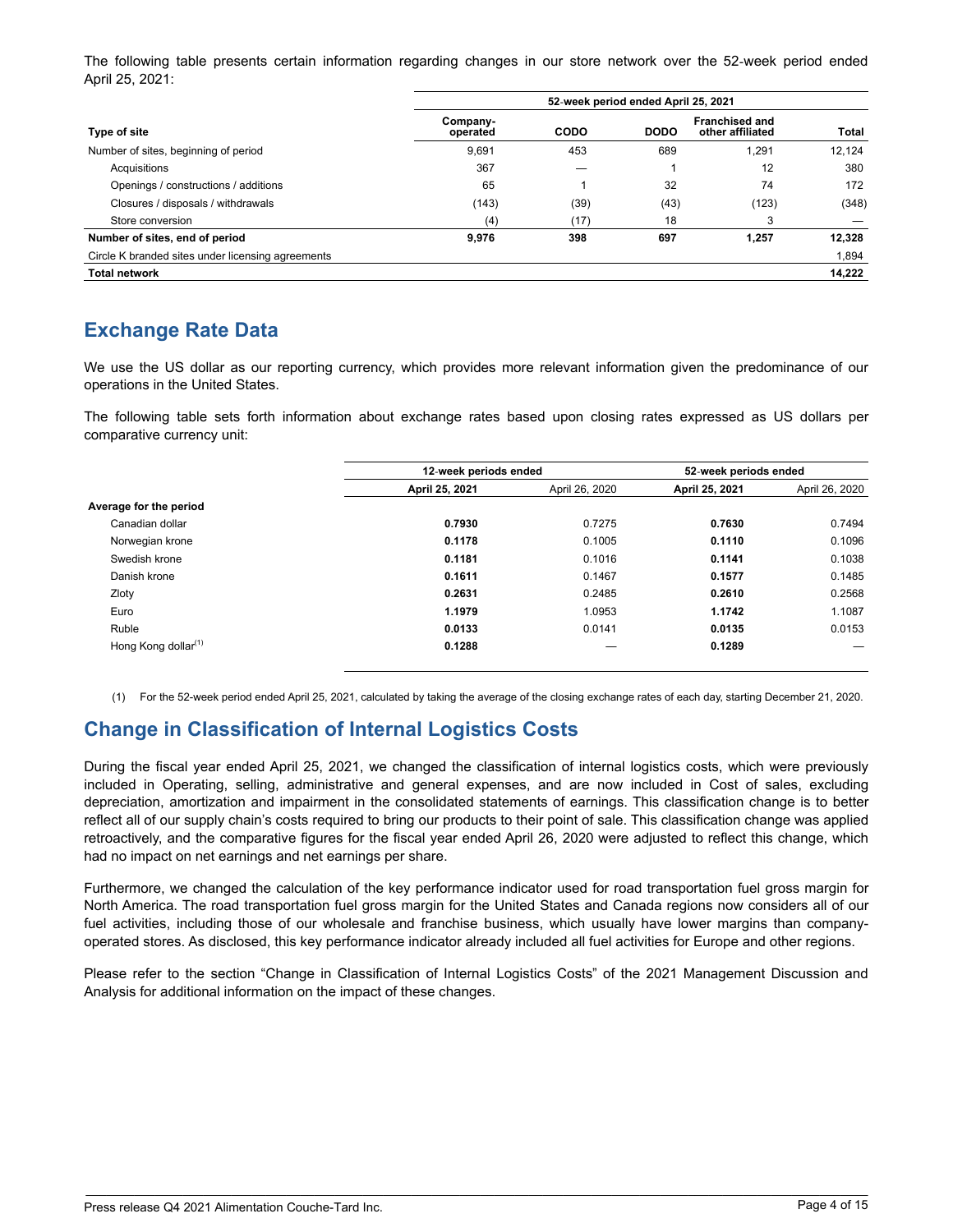The following table presents certain information regarding changes in our store network over the 52-week period ended April 25, 2021:

| | 52-week period ended April 25, 2021 | | | | |
|---|---|---|---|---|---|
| **Type of site** | **Company-operated** | **CODO** | **DODO** | **Franchised and other affiliated** | **Total** |
| Number of sites, beginning of period | 9,691 | 453 | 689 | 1,291 | 12,124 |
| Acquisitions | 367 | — | 1 | 12 | 380 |
| Openings / constructions / additions | 65 | 1 | 32 | 74 | 172 |
| Closures / disposals / withdrawals | (143) | (39) | (43) | (123) | (348) |
| Store conversion | (4) | (17) | 18 | 3 | — |
| **Number of sites, end of period** | **9,976** | **398** | **697** | **1,257** | **12,328** |
| Circle K branded sites under licensing agreements | | | | | 1,894 |
| **Total network** | | | | | **14,222** |

## Exchange Rate Data

We use the US dollar as our reporting currency, which provides more relevant information given the predominance of our operations in the United States.

The following table sets forth information about exchange rates based upon closing rates expressed as US dollars per comparative currency unit:

| | 12-week periods ended | | 52-week periods ended | |
|---|---|---|---|---|
| | **April 25, 2021** | April 26, 2020 | **April 25, 2021** | April 26, 2020 |
| **Average for the period** | | | | |
| Canadian dollar | **0.7930** | 0.7275 | **0.7630** | 0.7494 |
| Norwegian krone | **0.1178** | 0.1005 | **0.1110** | 0.1096 |
| Swedish krone | **0.1181** | 0.1016 | **0.1141** | 0.1038 |
| Danish krone | **0.1611** | 0.1467 | **0.1577** | 0.1485 |
| Zloty | **0.2631** | 0.2485 | **0.2610** | 0.2568 |
| Euro | **1.1979** | 1.0953 | **1.1742** | 1.1087 |
| Ruble | **0.0133** | 0.0141 | **0.0135** | 0.0153 |
| Hong Kong dollar[(1)] | **0.1288** | — | **0.1289** | — |

(1) For the 52-week period ended April 25, 2021, calculated by taking the average of the closing exchange rates of each day, starting December 21, 2020.

## Change in Classification of Internal Logistics Costs

During the fiscal year ended April 25, 2021, we changed the classification of internal logistics costs, which were previously included in Operating, selling, administrative and general expenses, and are now included in Cost of sales, excluding depreciation, amortization and impairment in the consolidated statements of earnings. This classification change is to better reflect all of our supply chain's costs required to bring our products to their point of sale. This classification change was applied retroactively, and the comparative figures for the fiscal year ended April 26, 2020 were adjusted to reflect this change, which had no impact on net earnings and net earnings per share.

Furthermore, we changed the calculation of the key performance indicator used for road transportation fuel gross margin for North America. The road transportation fuel gross margin for the United States and Canada regions now considers all of our fuel activities, including those of our wholesale and franchise business, which usually have lower margins than company-operated stores. As disclosed, this key performance indicator already included all fuel activities for Europe and other regions.

Please refer to the section "Change in Classification of Internal Logistics Costs" of the 2021 Management Discussion and Analysis for additional information on the impact of these changes.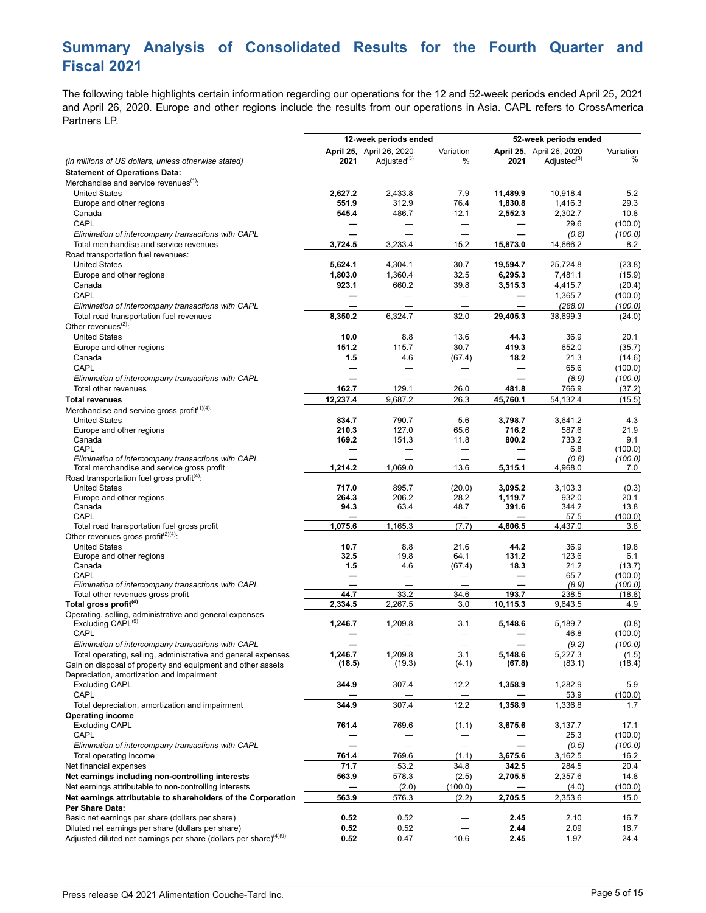## Summary Analysis of Consolidated Results for the Fourth Quarter and Fiscal 2021

The following table highlights certain information regarding our operations for the 12 and 52-week periods ended April 25, 2021 and April 26, 2020. Europe and other regions include the results from our operations in Asia. CAPL refers to CrossAmerica Partners LP.

| | 12-week periods ended | | | 52-week periods ended | | |
|---|---|---|---|---|---|---|
| *(in millions of US dollars, unless otherwise stated)* | **April 25, 2021** | April 26, 2020 Adjusted[3] | Variation % | **April 25, 2021** | April 26, 2020 Adjusted[3] | Variation % |
| **Statement of Operations Data:** | | | | | | |
| Merchandise and service revenues[1]: | | | | | | |
| United States | **2,627.2** | 2,433.8 | 7.9 | **11,489.9** | 10,918.4 | 5.2 |
| Europe and other regions | **551.9** | 312.9 | 76.4 | **1,830.8** | 1,416.3 | 29.3 |
| Canada | **545.4** | 486.7 | 12.1 | **2,552.3** | 2,302.7 | 10.8 |
| CAPL | **—** | — | — | **—** | 29.6 | (100.0) |
| *Elimination of intercompany transactions with CAPL* | **—** | — | — | **—** | *(0.8)* | *(100.0)* |
| Total merchandise and service revenues | **3,724.5** | 3,233.4 | 15.2 | **15,873.0** | 14,666.2 | 8.2 |
| Road transportation fuel revenues: | | | | | | |
| United States | **5,624.1** | 4,304.1 | 30.7 | **19,594.7** | 25,724.8 | (23.8) |
| Europe and other regions | **1,803.0** | 1,360.4 | 32.5 | **6,295.3** | 7,481.1 | (15.9) |
| Canada | **923.1** | 660.2 | 39.8 | **3,515.3** | 4,415.7 | (20.4) |
| CAPL | **—** | — | — | **—** | 1,365.7 | (100.0) |
| *Elimination of intercompany transactions with CAPL* | **—** | — | — | **—** | *(288.0)* | *(100.0)* |
| Total road transportation fuel revenues | **8,350.2** | 6,324.7 | 32.0 | **29,405.3** | 38,699.3 | (24.0) |
| Other revenues[2]: | | | | | | |
| United States | **10.0** | 8.8 | 13.6 | **44.3** | 36.9 | 20.1 |
| Europe and other regions | **151.2** | 115.7 | 30.7 | **419.3** | 652.0 | (35.7) |
| Canada | **1.5** | 4.6 | (67.4) | **18.2** | 21.3 | (14.6) |
| CAPL | **—** | — | — | **—** | 65.6 | (100.0) |
| *Elimination of intercompany transactions with CAPL* | **—** | — | — | **—** | *(8.9)* | *(100.0)* |
| Total other revenues | **162.7** | 129.1 | 26.0 | **481.8** | 766.9 | (37.2) |
| **Total revenues** | **12,237.4** | 9,687.2 | 26.3 | **45,760.1** | 54,132.4 | (15.5) |
| Merchandise and service gross profit[1][4]: | | | | | | |
| United States | **834.7** | 790.7 | 5.6 | **3,798.7** | 3,641.2 | 4.3 |
| Europe and other regions | **210.3** | 127.0 | 65.6 | **716.2** | 587.6 | 21.9 |
| Canada | **169.2** | 151.3 | 11.8 | **800.2** | 733.2 | 9.1 |
| CAPL | **—** | — | — | **—** | 6.8 | (100.0) |
| *Elimination of intercompany transactions with CAPL* | **—** | — | — | **—** | *(0.8)* | *(100.0)* |
| Total merchandise and service gross profit | **1,214.2** | 1,069.0 | 13.6 | **5,315.1** | 4,968.0 | 7.0 |
| Road transportation fuel gross profit[4]: | | | | | | |
| United States | **717.0** | 895.7 | (20.0) | **3,095.2** | 3,103.3 | (0.3) |
| Europe and other regions | **264.3** | 206.2 | 28.2 | **1,119.7** | 932.0 | 20.1 |
| Canada | **94.3** | 63.4 | 48.7 | **391.6** | 344.2 | 13.8 |
| CAPL | **—** | — | — | **—** | 57.5 | (100.0) |
| Total road transportation fuel gross profit | **1,075.6** | 1,165.3 | (7.7) | **4,606.5** | 4,437.0 | 3.8 |
| Other revenues gross profit[2][4]: | | | | | | |
| United States | **10.7** | 8.8 | 21.6 | **44.2** | 36.9 | 19.8 |
| Europe and other regions | **32.5** | 19.8 | 64.1 | **131.2** | 123.6 | 6.1 |
| Canada | **1.5** | 4.6 | (67.4) | **18.3** | 21.2 | (13.7) |
| CAPL | **—** | — | — | **—** | 65.7 | (100.0) |
| *Elimination of intercompany transactions with CAPL* | **—** | — | — | **—** | *(8.9)* | *(100.0)* |
| Total other revenues gross profit | **44.7** | 33.2 | 34.6 | **193.7** | 238.5 | (18.8) |
| **Total gross profit[4]** | **2,334.5** | 2,267.5 | 3.0 | **10,115.3** | 9,643.5 | 4.9 |
| Operating, selling, administrative and general expenses | | | | | | |
| Excluding CAPL[9] | **1,246.7** | 1,209.8 | 3.1 | **5,148.6** | 5,189.7 | (0.8) |
| CAPL | **—** | — | — | **—** | 46.8 | (100.0) |
| *Elimination of intercompany transactions with CAPL* | **—** | — | — | **—** | *(9.2)* | *(100.0)* |
| Total operating, selling, administrative and general expenses | **1,246.7** | 1,209.8 | 3.1 | **5,148.6** | 5,227.3 | (1.5) |
| Gain on disposal of property and equipment and other assets | **(18.5)** | (19.3) | (4.1) | **(67.8)** | (83.1) | (18.4) |
| Depreciation, amortization and impairment | | | | | | |
| Excluding CAPL | **344.9** | 307.4 | 12.2 | **1,358.9** | 1,282.9 | 5.9 |
| CAPL | **—** | — | — | **—** | 53.9 | (100.0) |
| Total depreciation, amortization and impairment | **344.9** | 307.4 | 12.2 | **1,358.9** | 1,336.8 | 1.7 |
| **Operating income** | | | | | | |
| Excluding CAPL | **761.4** | 769.6 | (1.1) | **3,675.6** | 3,137.7 | 17.1 |
| CAPL | **—** | — | — | **—** | 25.3 | (100.0) |
| *Elimination of intercompany transactions with CAPL* | **—** | — | — | **—** | *(0.5)* | *(100.0)* |
| Total operating income | **761.4** | 769.6 | (1.1) | **3,675.6** | 3,162.5 | 16.2 |
| Net financial expenses | **71.7** | 53.2 | 34.8 | **342.5** | 284.5 | 20.4 |
| **Net earnings including non-controlling interests** | **563.9** | 578.3 | (2.5) | **2,705.5** | 2,357.6 | 14.8 |
| Net earnings attributable to non-controlling interests | **—** | (2.0) | (100.0) | **—** | (4.0) | (100.0) |
| **Net earnings attributable to shareholders of the Corporation** | **563.9** | 576.3 | (2.2) | **2,705.5** | 2,353.6 | 15.0 |
| **Per Share Data:** | | | | | | |
| Basic net earnings per share (dollars per share) | **0.52** | 0.52 | — | **2.45** | 2.10 | 16.7 |
| Diluted net earnings per share (dollars per share) | **0.52** | 0.52 | — | **2.44** | 2.09 | 16.7 |
| Adjusted diluted net earnings per share (dollars per share)[4][9] | **0.52** | 0.47 | 10.6 | **2.45** | 1.97 | 24.4 |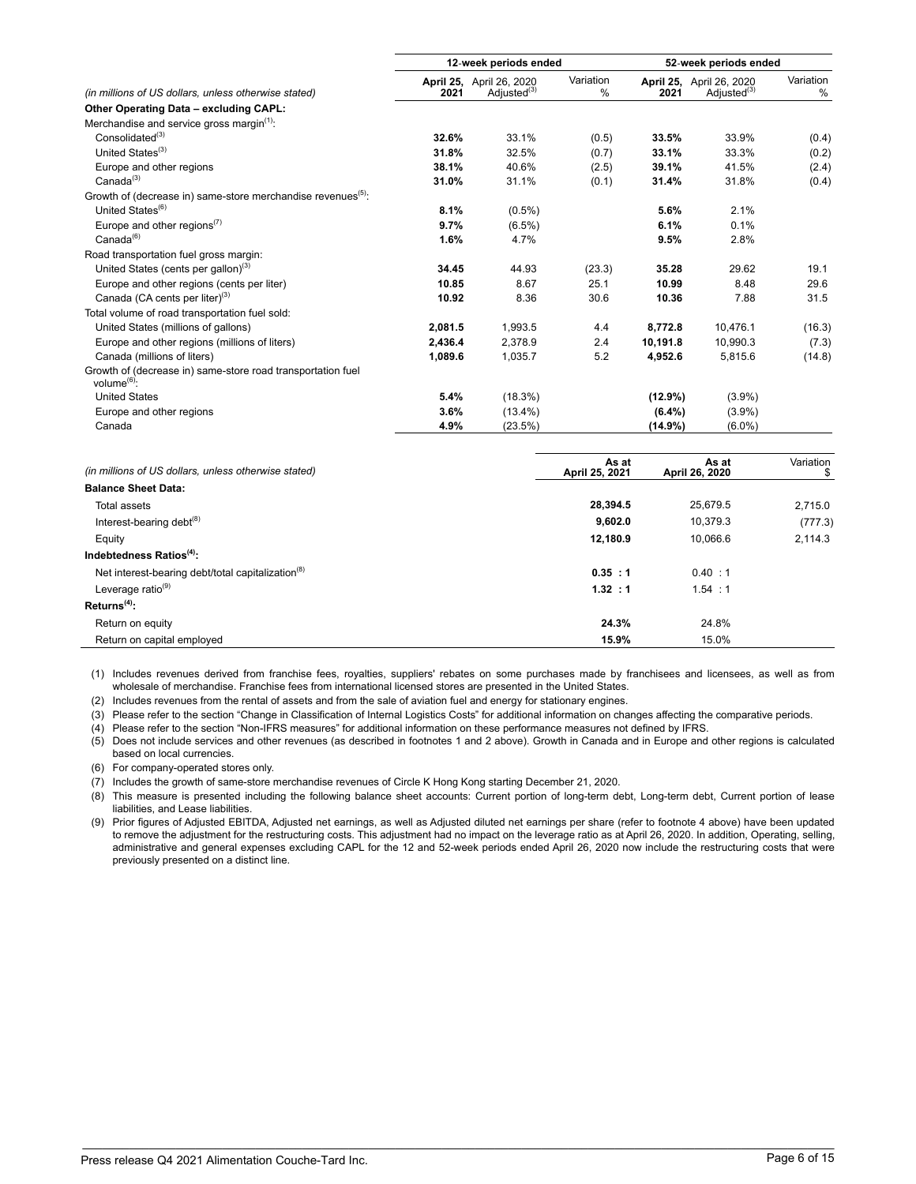| *(in millions of US dollars, unless otherwise stated)* | 12-week periods ended | | | 52-week periods ended | | |
|---|---|---|---|---|---|---|
| | **April 25, 2021** | April 26, 2020 Adjusted[3] | Variation % | **April 25, 2021** | April 26, 2020 Adjusted[3] | Variation % |
| **Other Operating Data – excluding CAPL:** | | | | | | |
| Merchandise and service gross margin[1]: | | | | | | |
| Consolidated[3] | **32.6%** | 33.1% | (0.5) | **33.5%** | 33.9% | (0.4) |
| United States[3] | **31.8%** | 32.5% | (0.7) | **33.1%** | 33.3% | (0.2) |
| Europe and other regions | **38.1%** | 40.6% | (2.5) | **39.1%** | 41.5% | (2.4) |
| Canada[3] | **31.0%** | 31.1% | (0.1) | **31.4%** | 31.8% | (0.4) |
| Growth of (decrease in) same-store merchandise revenues[5]: | | | | | | |
| United States[6] | **8.1%** | (0.5%) | | **5.6%** | 2.1% | |
| Europe and other regions[7] | **9.7%** | (6.5%) | | **6.1%** | 0.1% | |
| Canada[6] | **1.6%** | 4.7% | | **9.5%** | 2.8% | |
| Road transportation fuel gross margin: | | | | | | |
| United States (cents per gallon)[3] | **34.45** | 44.93 | (23.3) | **35.28** | 29.62 | 19.1 |
| Europe and other regions (cents per liter) | **10.85** | 8.67 | 25.1 | **10.99** | 8.48 | 29.6 |
| Canada (CA cents per liter)[3] | **10.92** | 8.36 | 30.6 | **10.36** | 7.88 | 31.5 |
| Total volume of road transportation fuel sold: | | | | | | |
| United States (millions of gallons) | **2,081.5** | 1,993.5 | 4.4 | **8,772.8** | 10,476.1 | (16.3) |
| Europe and other regions (millions of liters) | **2,436.4** | 2,378.9 | 2.4 | **10,191.8** | 10,990.3 | (7.3) |
| Canada (millions of liters) | **1,089.6** | 1,035.7 | 5.2 | **4,952.6** | 5,815.6 | (14.8) |
| Growth of (decrease in) same-store road transportation fuel volume[6]: | | | | | | |
| United States | **5.4%** | (18.3%) | | **(12.9%)** | (3.9%) | |
| Europe and other regions | **3.6%** | (13.4%) | | **(6.4%)** | (3.9%) | |
| Canada | **4.9%** | (23.5%) | | **(14.9%)** | (6.0%) | |

| *(in millions of US dollars, unless otherwise stated)* | **As at April 25, 2021** | **As at April 26, 2020** | Variation $ |
|---|---|---|---|
| **Balance Sheet Data:** | | | |
| Total assets | **28,394.5** | 25,679.5 | 2,715.0 |
| Interest-bearing debt[8] | **9,602.0** | 10,379.3 | (777.3) |
| Equity | **12,180.9** | 10,066.6 | 2,114.3 |
| **Indebtedness Ratios[4]:** | | | |
| Net interest-bearing debt/total capitalization[8] | **0.35 : 1** | 0.40 : 1 | |
| Leverage ratio[9] | **1.32 : 1** | 1.54 : 1 | |
| **Returns[4]:** | | | |
| Return on equity | **24.3%** | 24.8% | |
| Return on capital employed | **15.9%** | 15.0% | |

(1) Includes revenues derived from franchise fees, royalties, suppliers' rebates on some purchases made by franchisees and licensees, as well as from wholesale of merchandise. Franchise fees from international licensed stores are presented in the United States.

(2) Includes revenues from the rental of assets and from the sale of aviation fuel and energy for stationary engines.

(3) Please refer to the section "Change in Classification of Internal Logistics Costs" for additional information on changes affecting the comparative periods.

(4) Please refer to the section "Non-IFRS measures" for additional information on these performance measures not defined by IFRS.

(5) Does not include services and other revenues (as described in footnotes 1 and 2 above). Growth in Canada and in Europe and other regions is calculated based on local currencies.

(6) For company-operated stores only.

(7) Includes the growth of same-store merchandise revenues of Circle K Hong Kong starting December 21, 2020.

(8) This measure is presented including the following balance sheet accounts: Current portion of long-term debt, Long-term debt, Current portion of lease liabilities, and Lease liabilities.

(9) Prior figures of Adjusted EBITDA, Adjusted net earnings, as well as Adjusted diluted net earnings per share (refer to footnote 4 above) have been updated to remove the adjustment for the restructuring costs. This adjustment had no impact on the leverage ratio as at April 26, 2020. In addition, Operating, selling, administrative and general expenses excluding CAPL for the 12 and 52-week periods ended April 26, 2020 now include the restructuring costs that were previously presented on a distinct line.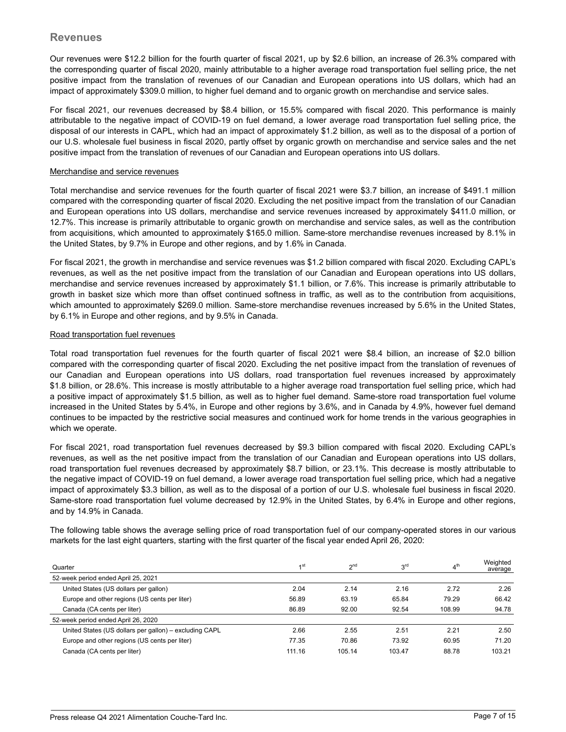## Revenues

Our revenues were $12.2 billion for the fourth quarter of fiscal 2021, up by $2.6 billion, an increase of 26.3% compared with the corresponding quarter of fiscal 2020, mainly attributable to a higher average road transportation fuel selling price, the net positive impact from the translation of revenues of our Canadian and European operations into US dollars, which had an impact of approximately $309.0 million, to higher fuel demand and to organic growth on merchandise and service sales.

For fiscal 2021, our revenues decreased by $8.4 billion, or 15.5% compared with fiscal 2020. This performance is mainly attributable to the negative impact of COVID-19 on fuel demand, a lower average road transportation fuel selling price, the disposal of our interests in CAPL, which had an impact of approximately $1.2 billion, as well as to the disposal of a portion of our U.S. wholesale fuel business in fiscal 2020, partly offset by organic growth on merchandise and service sales and the net positive impact from the translation of revenues of our Canadian and European operations into US dollars.

<u>Merchandise and service revenues</u>

Total merchandise and service revenues for the fourth quarter of fiscal 2021 were $3.7 billion, an increase of $491.1 million compared with the corresponding quarter of fiscal 2020. Excluding the net positive impact from the translation of our Canadian and European operations into US dollars, merchandise and service revenues increased by approximately $411.0 million, or 12.7%. This increase is primarily attributable to organic growth on merchandise and service sales, as well as the contribution from acquisitions, which amounted to approximately $165.0 million. Same-store merchandise revenues increased by 8.1% in the United States, by 9.7% in Europe and other regions, and by 1.6% in Canada.

For fiscal 2021, the growth in merchandise and service revenues was $1.2 billion compared with fiscal 2020. Excluding CAPL's revenues, as well as the net positive impact from the translation of our Canadian and European operations into US dollars, merchandise and service revenues increased by approximately $1.1 billion, or 7.6%. This increase is primarily attributable to growth in basket size which more than offset continued softness in traffic, as well as to the contribution from acquisitions, which amounted to approximately $269.0 million. Same-store merchandise revenues increased by 5.6% in the United States, by 6.1% in Europe and other regions, and by 9.5% in Canada.

<u>Road transportation fuel revenues</u>

Total road transportation fuel revenues for the fourth quarter of fiscal 2021 were $8.4 billion, an increase of $2.0 billion compared with the corresponding quarter of fiscal 2020. Excluding the net positive impact from the translation of revenues of our Canadian and European operations into US dollars, road transportation fuel revenues increased by approximately $1.8 billion, or 28.6%. This increase is mostly attributable to a higher average road transportation fuel selling price, which had a positive impact of approximately $1.5 billion, as well as to higher fuel demand. Same-store road transportation fuel volume increased in the United States by 5.4%, in Europe and other regions by 3.6%, and in Canada by 4.9%, however fuel demand continues to be impacted by the restrictive social measures and continued work for home trends in the various geographies in which we operate.

For fiscal 2021, road transportation fuel revenues decreased by $9.3 billion compared with fiscal 2020. Excluding CAPL's revenues, as well as the net positive impact from the translation of our Canadian and European operations into US dollars, road transportation fuel revenues decreased by approximately $8.7 billion, or 23.1%. This decrease is mostly attributable to the negative impact of COVID-19 on fuel demand, a lower average road transportation fuel selling price, which had a negative impact of approximately $3.3 billion, as well as to the disposal of a portion of our U.S. wholesale fuel business in fiscal 2020. Same-store road transportation fuel volume decreased by 12.9% in the United States, by 6.4% in Europe and other regions, and by 14.9% in Canada.

The following table shows the average selling price of road transportation fuel of our company-operated stores in our various markets for the last eight quarters, starting with the first quarter of the fiscal year ended April 26, 2020:

| Quarter | 1st | 2nd | 3rd | 4th | Weighted average |
|---|---|---|---|---|---|
| 52-week period ended April 25, 2021 | | | | | |
| United States (US dollars per gallon) | 2.04 | 2.14 | 2.16 | 2.72 | 2.26 |
| Europe and other regions (US cents per liter) | 56.89 | 63.19 | 65.84 | 79.29 | 66.42 |
| Canada (CA cents per liter) | 86.89 | 92.00 | 92.54 | 108.99 | 94.78 |
| 52-week period ended April 26, 2020 | | | | | |
| United States (US dollars per gallon) – excluding CAPL | 2.66 | 2.55 | 2.51 | 2.21 | 2.50 |
| Europe and other regions (US cents per liter) | 77.35 | 70.86 | 73.92 | 60.95 | 71.20 |
| Canada (CA cents per liter) | 111.16 | 105.14 | 103.47 | 88.78 | 103.21 |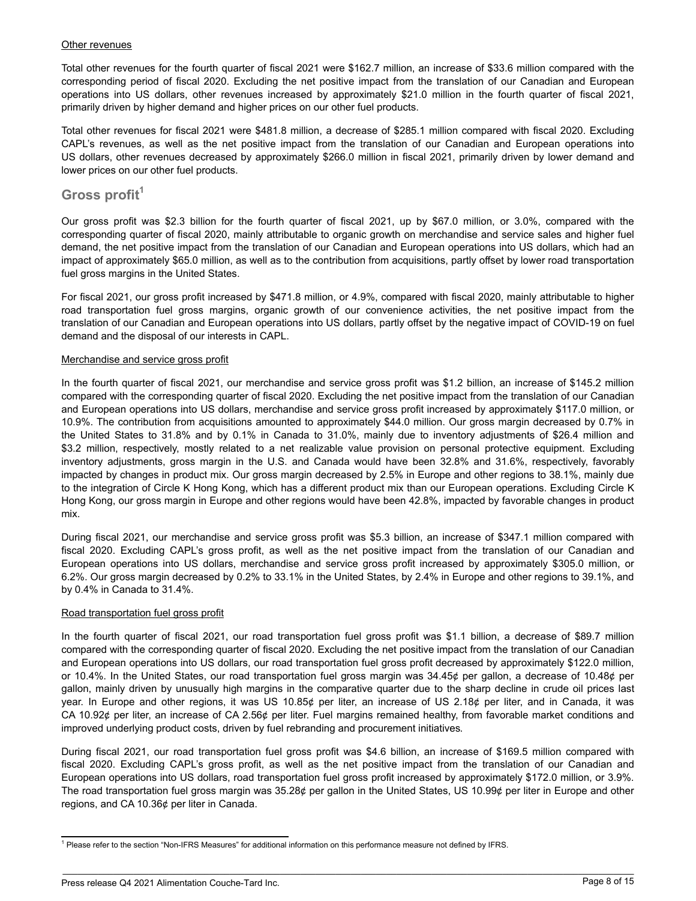Other revenues

Total other revenues for the fourth quarter of fiscal 2021 were $162.7 million, an increase of $33.6 million compared with the corresponding period of fiscal 2020. Excluding the net positive impact from the translation of our Canadian and European operations into US dollars, other revenues increased by approximately $21.0 million in the fourth quarter of fiscal 2021, primarily driven by higher demand and higher prices on our other fuel products.

Total other revenues for fiscal 2021 were $481.8 million, a decrease of $285.1 million compared with fiscal 2020. Excluding CAPL's revenues, as well as the net positive impact from the translation of our Canadian and European operations into US dollars, other revenues decreased by approximately $266.0 million in fiscal 2021, primarily driven by lower demand and lower prices on our other fuel products.

## Gross profit[1]

Our gross profit was $2.3 billion for the fourth quarter of fiscal 2021, up by $67.0 million, or 3.0%, compared with the corresponding quarter of fiscal 2020, mainly attributable to organic growth on merchandise and service sales and higher fuel demand, the net positive impact from the translation of our Canadian and European operations into US dollars, which had an impact of approximately $65.0 million, as well as to the contribution from acquisitions, partly offset by lower road transportation fuel gross margins in the United States.

For fiscal 2021, our gross profit increased by $471.8 million, or 4.9%, compared with fiscal 2020, mainly attributable to higher road transportation fuel gross margins, organic growth of our convenience activities, the net positive impact from the translation of our Canadian and European operations into US dollars, partly offset by the negative impact of COVID-19 on fuel demand and the disposal of our interests in CAPL.

Merchandise and service gross profit

In the fourth quarter of fiscal 2021, our merchandise and service gross profit was $1.2 billion, an increase of $145.2 million compared with the corresponding quarter of fiscal 2020. Excluding the net positive impact from the translation of our Canadian and European operations into US dollars, merchandise and service gross profit increased by approximately $117.0 million, or 10.9%. The contribution from acquisitions amounted to approximately $44.0 million. Our gross margin decreased by 0.7% in the United States to 31.8% and by 0.1% in Canada to 31.0%, mainly due to inventory adjustments of $26.4 million and $3.2 million, respectively, mostly related to a net realizable value provision on personal protective equipment. Excluding inventory adjustments, gross margin in the U.S. and Canada would have been 32.8% and 31.6%, respectively, favorably impacted by changes in product mix. Our gross margin decreased by 2.5% in Europe and other regions to 38.1%, mainly due to the integration of Circle K Hong Kong, which has a different product mix than our European operations. Excluding Circle K Hong Kong, our gross margin in Europe and other regions would have been 42.8%, impacted by favorable changes in product mix.

During fiscal 2021, our merchandise and service gross profit was $5.3 billion, an increase of $347.1 million compared with fiscal 2020. Excluding CAPL's gross profit, as well as the net positive impact from the translation of our Canadian and European operations into US dollars, merchandise and service gross profit increased by approximately $305.0 million, or 6.2%. Our gross margin decreased by 0.2% to 33.1% in the United States, by 2.4% in Europe and other regions to 39.1%, and by 0.4% in Canada to 31.4%.

Road transportation fuel gross profit

In the fourth quarter of fiscal 2021, our road transportation fuel gross profit was $1.1 billion, a decrease of $89.7 million compared with the corresponding quarter of fiscal 2020. Excluding the net positive impact from the translation of our Canadian and European operations into US dollars, our road transportation fuel gross profit decreased by approximately $122.0 million, or 10.4%. In the United States, our road transportation fuel gross margin was 34.45¢ per gallon, a decrease of 10.48¢ per gallon, mainly driven by unusually high margins in the comparative quarter due to the sharp decline in crude oil prices last year. In Europe and other regions, it was US 10.85¢ per liter, an increase of US 2.18¢ per liter, and in Canada, it was CA 10.92¢ per liter, an increase of CA 2.56¢ per liter. Fuel margins remained healthy, from favorable market conditions and improved underlying product costs, driven by fuel rebranding and procurement initiatives.

During fiscal 2021, our road transportation fuel gross profit was $4.6 billion, an increase of $169.5 million compared with fiscal 2020. Excluding CAPL's gross profit, as well as the net positive impact from the translation of our Canadian and European operations into US dollars, road transportation fuel gross profit increased by approximately $172.0 million, or 3.9%. The road transportation fuel gross margin was 35.28¢ per gallon in the United States, US 10.99¢ per liter in Europe and other regions, and CA 10.36¢ per liter in Canada.

[1] Please refer to the section "Non-IFRS Measures" for additional information on this performance measure not defined by IFRS.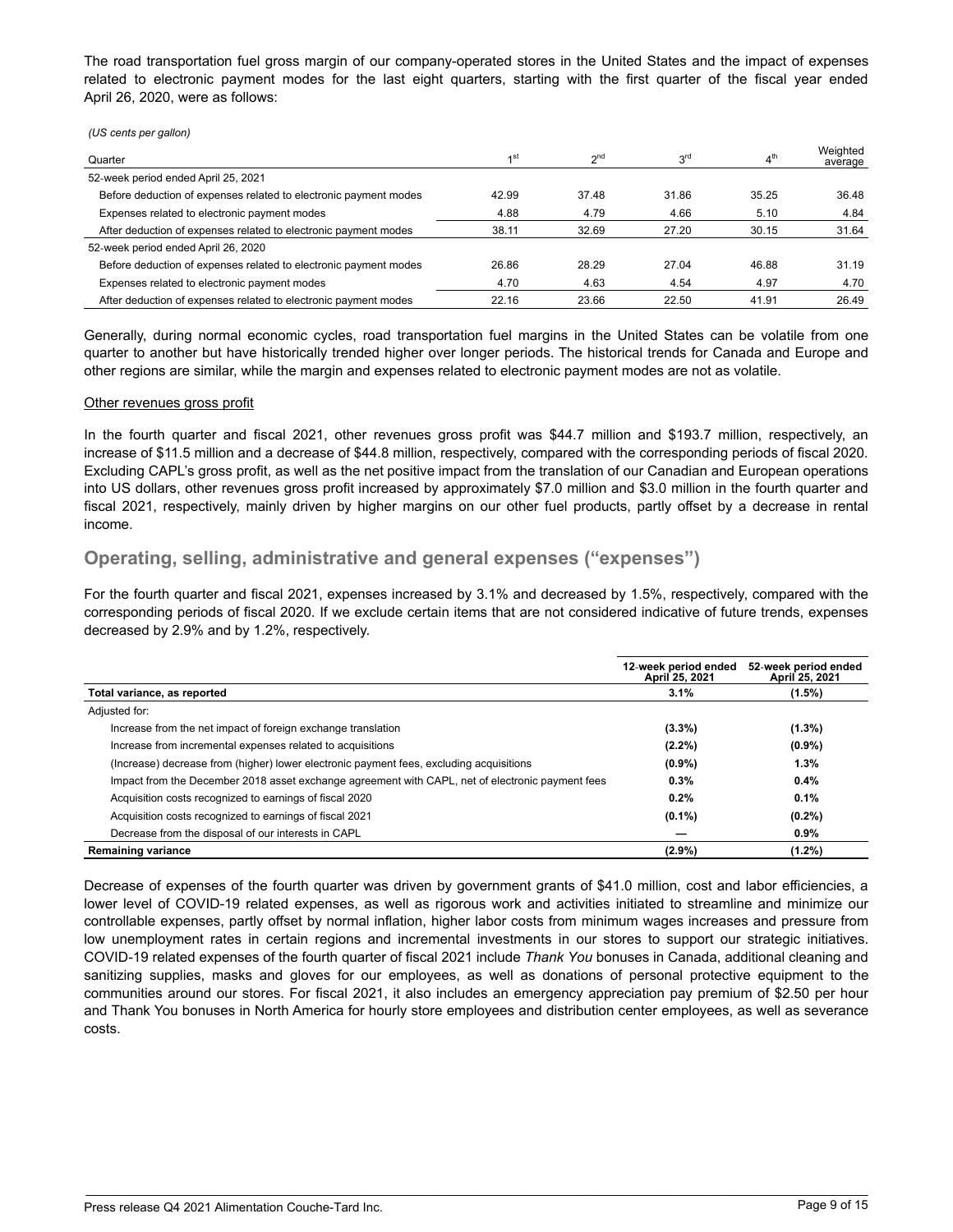The road transportation fuel gross margin of our company-operated stores in the United States and the impact of expenses related to electronic payment modes for the last eight quarters, starting with the first quarter of the fiscal year ended April 26, 2020, were as follows:

*(US cents per gallon)*

| Quarter | 1st | 2nd | 3rd | 4th | Weighted average |
|---|---|---|---|---|---|
| 52-week period ended April 25, 2021 | | | | | |
| Before deduction of expenses related to electronic payment modes | 42.99 | 37.48 | 31.86 | 35.25 | 36.48 |
| Expenses related to electronic payment modes | 4.88 | 4.79 | 4.66 | 5.10 | 4.84 |
| After deduction of expenses related to electronic payment modes | 38.11 | 32.69 | 27.20 | 30.15 | 31.64 |
| 52-week period ended April 26, 2020 | | | | | |
| Before deduction of expenses related to electronic payment modes | 26.86 | 28.29 | 27.04 | 46.88 | 31.19 |
| Expenses related to electronic payment modes | 4.70 | 4.63 | 4.54 | 4.97 | 4.70 |
| After deduction of expenses related to electronic payment modes | 22.16 | 23.66 | 22.50 | 41.91 | 26.49 |

Generally, during normal economic cycles, road transportation fuel margins in the United States can be volatile from one quarter to another but have historically trended higher over longer periods. The historical trends for Canada and Europe and other regions are similar, while the margin and expenses related to electronic payment modes are not as volatile.

Other revenues gross profit

In the fourth quarter and fiscal 2021, other revenues gross profit was $44.7 million and $193.7 million, respectively, an increase of $11.5 million and a decrease of $44.8 million, respectively, compared with the corresponding periods of fiscal 2020. Excluding CAPL's gross profit, as well as the net positive impact from the translation of our Canadian and European operations into US dollars, other revenues gross profit increased by approximately $7.0 million and $3.0 million in the fourth quarter and fiscal 2021, respectively, mainly driven by higher margins on our other fuel products, partly offset by a decrease in rental income.

## Operating, selling, administrative and general expenses ("expenses")

For the fourth quarter and fiscal 2021, expenses increased by 3.1% and decreased by 1.5%, respectively, compared with the corresponding periods of fiscal 2020. If we exclude certain items that are not considered indicative of future trends, expenses decreased by 2.9% and by 1.2%, respectively.

| | 12-week period ended April 25, 2021 | 52-week period ended April 25, 2021 |
|---|---|---|
| **Total variance, as reported** | **3.1%** | **(1.5%)** |
| Adjusted for: | | |
| Increase from the net impact of foreign exchange translation | **(3.3%)** | **(1.3%)** |
| Increase from incremental expenses related to acquisitions | **(2.2%)** | **(0.9%)** |
| (Increase) decrease from (higher) lower electronic payment fees, excluding acquisitions | **(0.9%)** | **1.3%** |
| Impact from the December 2018 asset exchange agreement with CAPL, net of electronic payment fees | **0.3%** | **0.4%** |
| Acquisition costs recognized to earnings of fiscal 2020 | **0.2%** | **0.1%** |
| Acquisition costs recognized to earnings of fiscal 2021 | **(0.1%)** | **(0.2%)** |
| Decrease from the disposal of our interests in CAPL | **—** | **0.9%** |
| **Remaining variance** | **(2.9%)** | **(1.2%)** |

Decrease of expenses of the fourth quarter was driven by government grants of $41.0 million, cost and labor efficiencies, a lower level of COVID-19 related expenses, as well as rigorous work and activities initiated to streamline and minimize our controllable expenses, partly offset by normal inflation, higher labor costs from minimum wages increases and pressure from low unemployment rates in certain regions and incremental investments in our stores to support our strategic initiatives. COVID-19 related expenses of the fourth quarter of fiscal 2021 include *Thank You* bonuses in Canada, additional cleaning and sanitizing supplies, masks and gloves for our employees, as well as donations of personal protective equipment to the communities around our stores. For fiscal 2021, it also includes an emergency appreciation pay premium of $2.50 per hour and Thank You bonuses in North America for hourly store employees and distribution center employees, as well as severance costs.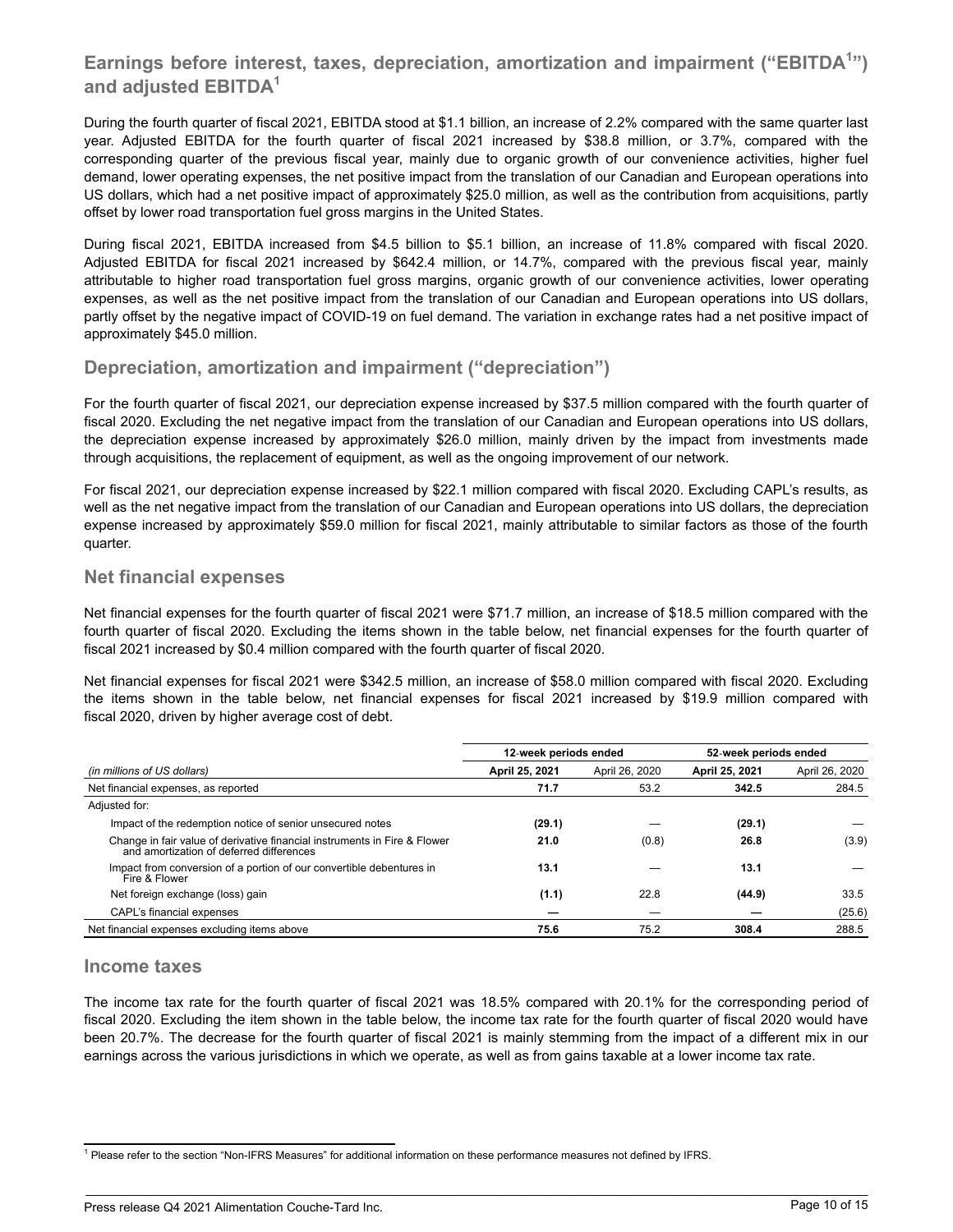## Earnings before interest, taxes, depreciation, amortization and impairment ("EBITDA[1]") and adjusted EBITDA[1]

During the fourth quarter of fiscal 2021, EBITDA stood at $1.1 billion, an increase of 2.2% compared with the same quarter last year. Adjusted EBITDA for the fourth quarter of fiscal 2021 increased by $38.8 million, or 3.7%, compared with the corresponding quarter of the previous fiscal year, mainly due to organic growth of our convenience activities, higher fuel demand, lower operating expenses, the net positive impact from the translation of our Canadian and European operations into US dollars, which had a net positive impact of approximately $25.0 million, as well as the contribution from acquisitions, partly offset by lower road transportation fuel gross margins in the United States.

During fiscal 2021, EBITDA increased from $4.5 billion to $5.1 billion, an increase of 11.8% compared with fiscal 2020. Adjusted EBITDA for fiscal 2021 increased by $642.4 million, or 14.7%, compared with the previous fiscal year, mainly attributable to higher road transportation fuel gross margins, organic growth of our convenience activities, lower operating expenses, as well as the net positive impact from the translation of our Canadian and European operations into US dollars, partly offset by the negative impact of COVID-19 on fuel demand. The variation in exchange rates had a net positive impact of approximately $45.0 million.

## Depreciation, amortization and impairment ("depreciation")

For the fourth quarter of fiscal 2021, our depreciation expense increased by $37.5 million compared with the fourth quarter of fiscal 2020. Excluding the net negative impact from the translation of our Canadian and European operations into US dollars, the depreciation expense increased by approximately $26.0 million, mainly driven by the impact from investments made through acquisitions, the replacement of equipment, as well as the ongoing improvement of our network.

For fiscal 2021, our depreciation expense increased by $22.1 million compared with fiscal 2020. Excluding CAPL's results, as well as the net negative impact from the translation of our Canadian and European operations into US dollars, the depreciation expense increased by approximately $59.0 million for fiscal 2021, mainly attributable to similar factors as those of the fourth quarter.

## Net financial expenses

Net financial expenses for the fourth quarter of fiscal 2021 were $71.7 million, an increase of $18.5 million compared with the fourth quarter of fiscal 2020. Excluding the items shown in the table below, net financial expenses for the fourth quarter of fiscal 2021 increased by $0.4 million compared with the fourth quarter of fiscal 2020.

Net financial expenses for fiscal 2021 were $342.5 million, an increase of $58.0 million compared with fiscal 2020. Excluding the items shown in the table below, net financial expenses for fiscal 2021 increased by $19.9 million compared with fiscal 2020, driven by higher average cost of debt.

| | 12-week periods ended | | 52-week periods ended | |
|---|---|---|---|---|
| *(in millions of US dollars)* | **April 25, 2021** | April 26, 2020 | **April 25, 2021** | April 26, 2020 |
| Net financial expenses, as reported | **71.7** | 53.2 | **342.5** | 284.5 |
| Adjusted for: | | | | |
| Impact of the redemption notice of senior unsecured notes | **(29.1)** | — | **(29.1)** | — |
| Change in fair value of derivative financial instruments in Fire & Flower and amortization of deferred differences | **21.0** | (0.8) | **26.8** | (3.9) |
| Impact from conversion of a portion of our convertible debentures in Fire & Flower | **13.1** | — | **13.1** | — |
| Net foreign exchange (loss) gain | **(1.1)** | 22.8 | **(44.9)** | 33.5 |
| CAPL's financial expenses | **—** | — | **—** | (25.6) |
| Net financial expenses excluding items above | **75.6** | 75.2 | **308.4** | 288.5 |

## Income taxes

The income tax rate for the fourth quarter of fiscal 2021 was 18.5% compared with 20.1% for the corresponding period of fiscal 2020. Excluding the item shown in the table below, the income tax rate for the fourth quarter of fiscal 2020 would have been 20.7%. The decrease for the fourth quarter of fiscal 2021 is mainly stemming from the impact of a different mix in our earnings across the various jurisdictions in which we operate, as well as from gains taxable at a lower income tax rate.

[1] Please refer to the section "Non-IFRS Measures" for additional information on these performance measures not defined by IFRS.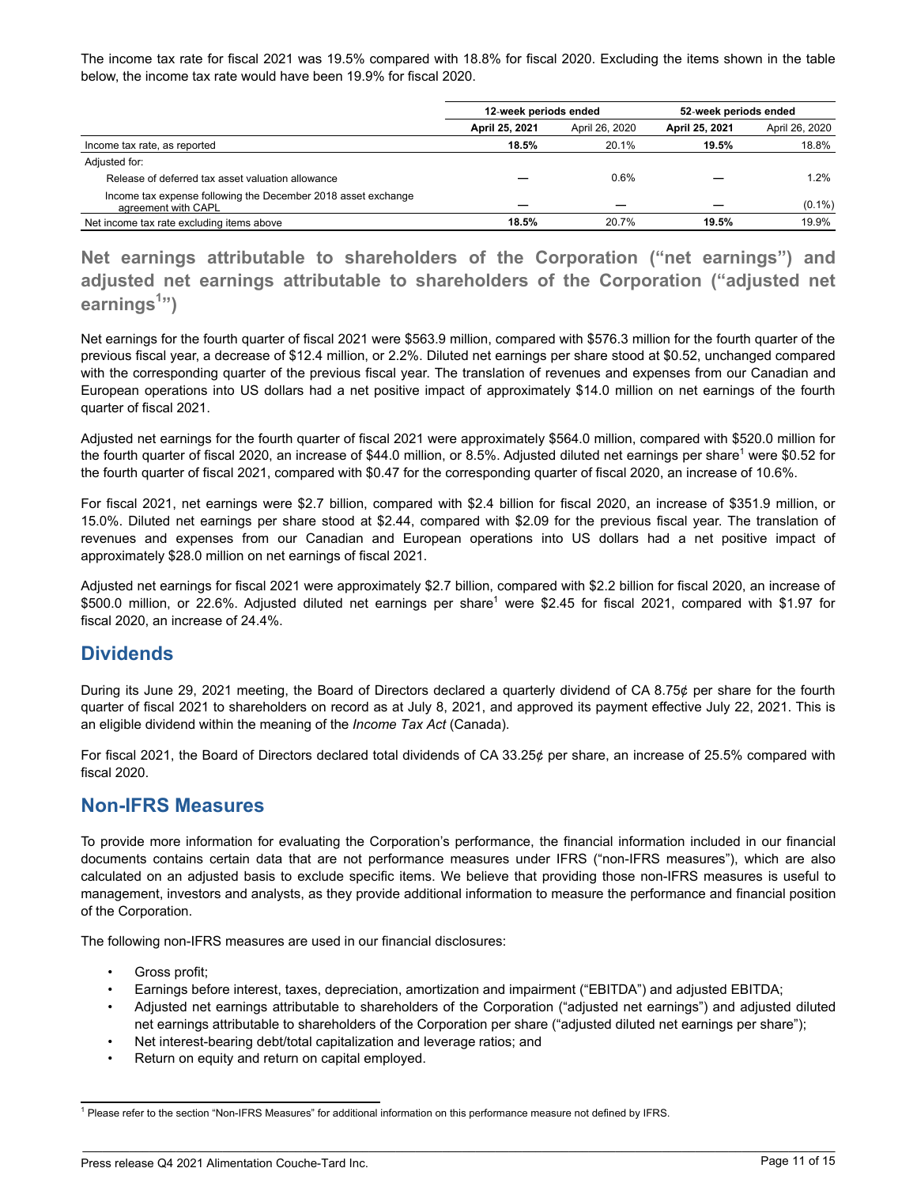The income tax rate for fiscal 2021 was 19.5% compared with 18.8% for fiscal 2020. Excluding the items shown in the table below, the income tax rate would have been 19.9% for fiscal 2020.

| | 12-week periods ended | | 52-week periods ended | |
|---|---|---|---|---|
| | **April 25, 2021** | April 26, 2020 | **April 25, 2021** | April 26, 2020 |
| Income tax rate, as reported | **18.5%** | 20.1% | **19.5%** | 18.8% |
| Adjusted for: | | | | |
| Release of deferred tax asset valuation allowance | — | 0.6% | — | 1.2% |
| Income tax expense following the December 2018 asset exchange agreement with CAPL | — | — | — | (0.1%) |
| Net income tax rate excluding items above | **18.5%** | 20.7% | **19.5%** | 19.9% |

## Net earnings attributable to shareholders of the Corporation ("net earnings") and adjusted net earnings attributable to shareholders of the Corporation ("adjusted net earnings[1]")

Net earnings for the fourth quarter of fiscal 2021 were $563.9 million, compared with $576.3 million for the fourth quarter of the previous fiscal year, a decrease of $12.4 million, or 2.2%. Diluted net earnings per share stood at $0.52, unchanged compared with the corresponding quarter of the previous fiscal year. The translation of revenues and expenses from our Canadian and European operations into US dollars had a net positive impact of approximately $14.0 million on net earnings of the fourth quarter of fiscal 2021.

Adjusted net earnings for the fourth quarter of fiscal 2021 were approximately $564.0 million, compared with $520.0 million for the fourth quarter of fiscal 2020, an increase of $44.0 million, or 8.5%. Adjusted diluted net earnings per share[1] were $0.52 for the fourth quarter of fiscal 2021, compared with $0.47 for the corresponding quarter of fiscal 2020, an increase of 10.6%.

For fiscal 2021, net earnings were $2.7 billion, compared with $2.4 billion for fiscal 2020, an increase of $351.9 million, or 15.0%. Diluted net earnings per share stood at $2.44, compared with $2.09 for the previous fiscal year. The translation of revenues and expenses from our Canadian and European operations into US dollars had a net positive impact of approximately $28.0 million on net earnings of fiscal 2021.

Adjusted net earnings for fiscal 2021 were approximately $2.7 billion, compared with $2.2 billion for fiscal 2020, an increase of $500.0 million, or 22.6%. Adjusted diluted net earnings per share[1] were $2.45 for fiscal 2021, compared with $1.97 for fiscal 2020, an increase of 24.4%.

## Dividends

During its June 29, 2021 meeting, the Board of Directors declared a quarterly dividend of CA 8.75¢ per share for the fourth quarter of fiscal 2021 to shareholders on record as at July 8, 2021, and approved its payment effective July 22, 2021. This is an eligible dividend within the meaning of the *Income Tax Act* (Canada).

For fiscal 2021, the Board of Directors declared total dividends of CA 33.25¢ per share, an increase of 25.5% compared with fiscal 2020.

## Non-IFRS Measures

To provide more information for evaluating the Corporation's performance, the financial information included in our financial documents contains certain data that are not performance measures under IFRS ("non-IFRS measures"), which are also calculated on an adjusted basis to exclude specific items. We believe that providing those non-IFRS measures is useful to management, investors and analysts, as they provide additional information to measure the performance and financial position of the Corporation.

The following non-IFRS measures are used in our financial disclosures:

- Gross profit;
- Earnings before interest, taxes, depreciation, amortization and impairment ("EBITDA") and adjusted EBITDA;
- Adjusted net earnings attributable to shareholders of the Corporation ("adjusted net earnings") and adjusted diluted net earnings attributable to shareholders of the Corporation per share ("adjusted diluted net earnings per share");
- Net interest-bearing debt/total capitalization and leverage ratios; and
- Return on equity and return on capital employed.

[1] Please refer to the section "Non-IFRS Measures" for additional information on this performance measure not defined by IFRS.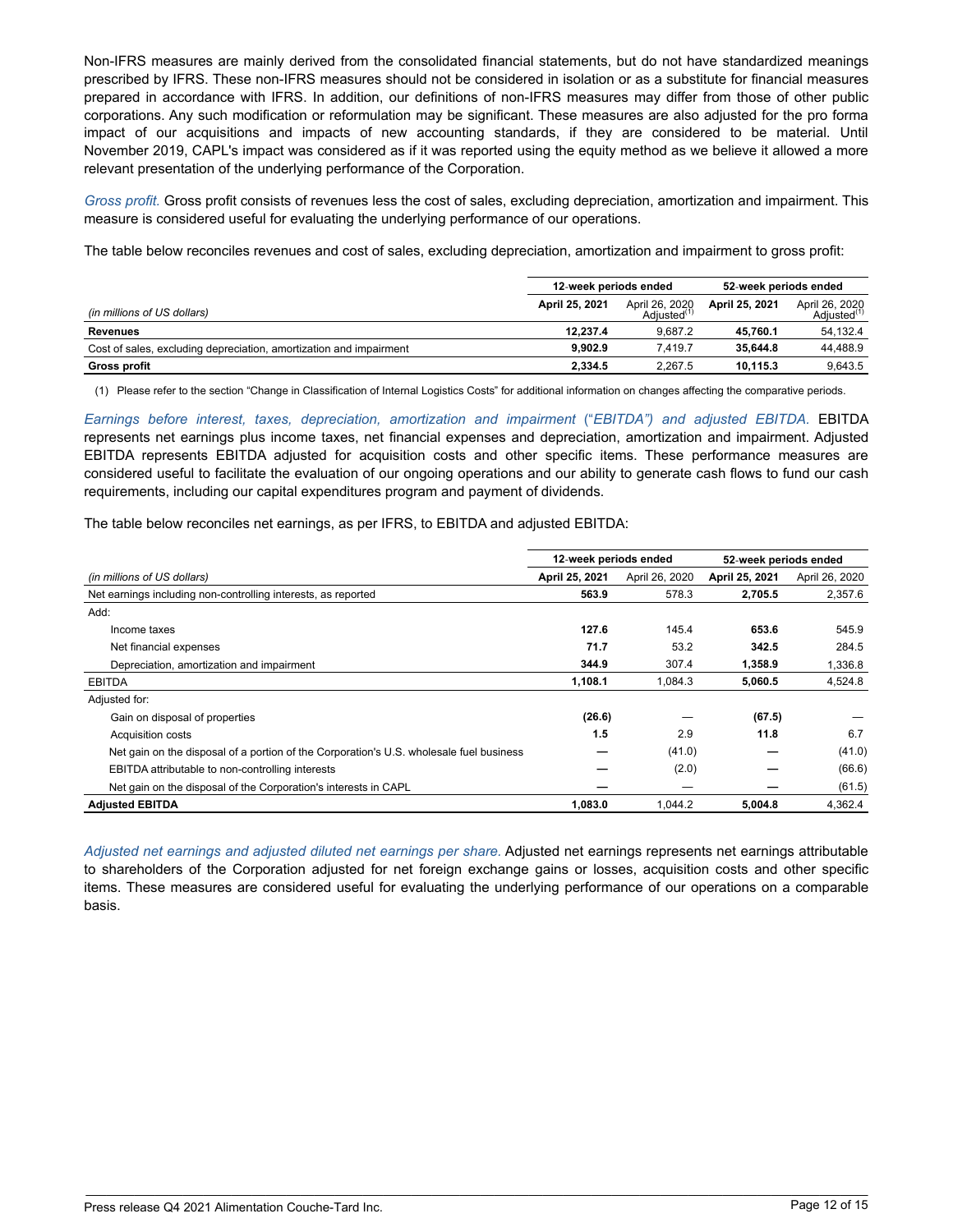Non-IFRS measures are mainly derived from the consolidated financial statements, but do not have standardized meanings prescribed by IFRS. These non-IFRS measures should not be considered in isolation or as a substitute for financial measures prepared in accordance with IFRS. In addition, our definitions of non-IFRS measures may differ from those of other public corporations. Any such modification or reformulation may be significant. These measures are also adjusted for the pro forma impact of our acquisitions and impacts of new accounting standards, if they are considered to be material. Until November 2019, CAPL's impact was considered as if it was reported using the equity method as we believe it allowed a more relevant presentation of the underlying performance of the Corporation.

*Gross profit.* Gross profit consists of revenues less the cost of sales, excluding depreciation, amortization and impairment. This measure is considered useful for evaluating the underlying performance of our operations.

The table below reconciles revenues and cost of sales, excluding depreciation, amortization and impairment to gross profit:

| | 12-week periods ended | | 52-week periods ended | |
|---|---|---|---|---|
| *(in millions of US dollars)* | **April 25, 2021** | April 26, 2020 Adjusted(1) | **April 25, 2021** | April 26, 2020 Adjusted(1) |
| **Revenues** | **12,237.4** | 9,687.2 | **45,760.1** | 54,132.4 |
| Cost of sales, excluding depreciation, amortization and impairment | **9,902.9** | 7,419.7 | **35,644.8** | 44,488.9 |
| **Gross profit** | **2,334.5** | 2,267.5 | **10,115.3** | 9,643.5 |

(1) Please refer to the section "Change in Classification of Internal Logistics Costs" for additional information on changes affecting the comparative periods.

*Earnings before interest, taxes, depreciation, amortization and impairment ("EBITDA") and adjusted EBITDA.* EBITDA represents net earnings plus income taxes, net financial expenses and depreciation, amortization and impairment. Adjusted EBITDA represents EBITDA adjusted for acquisition costs and other specific items. These performance measures are considered useful to facilitate the evaluation of our ongoing operations and our ability to generate cash flows to fund our cash requirements, including our capital expenditures program and payment of dividends.

The table below reconciles net earnings, as per IFRS, to EBITDA and adjusted EBITDA:

| | 12-week periods ended | | 52-week periods ended | |
|---|---|---|---|---|
| *(in millions of US dollars)* | **April 25, 2021** | April 26, 2020 | **April 25, 2021** | April 26, 2020 |
| Net earnings including non-controlling interests, as reported | **563.9** | 578.3 | **2,705.5** | 2,357.6 |
| Add: | | | | |
| Income taxes | **127.6** | 145.4 | **653.6** | 545.9 |
| Net financial expenses | **71.7** | 53.2 | **342.5** | 284.5 |
| Depreciation, amortization and impairment | **344.9** | 307.4 | **1,358.9** | 1,336.8 |
| EBITDA | **1,108.1** | 1,084.3 | **5,060.5** | 4,524.8 |
| Adjusted for: | | | | |
| Gain on disposal of properties | **(26.6)** | — | **(67.5)** | — |
| Acquisition costs | **1.5** | 2.9 | **11.8** | 6.7 |
| Net gain on the disposal of a portion of the Corporation's U.S. wholesale fuel business | **—** | (41.0) | **—** | (41.0) |
| EBITDA attributable to non-controlling interests | **—** | (2.0) | **—** | (66.6) |
| Net gain on the disposal of the Corporation's interests in CAPL | **—** | — | **—** | (61.5) |
| **Adjusted EBITDA** | **1,083.0** | 1,044.2 | **5,004.8** | 4,362.4 |

*Adjusted net earnings and adjusted diluted net earnings per share.* Adjusted net earnings represents net earnings attributable to shareholders of the Corporation adjusted for net foreign exchange gains or losses, acquisition costs and other specific items. These measures are considered useful for evaluating the underlying performance of our operations on a comparable basis.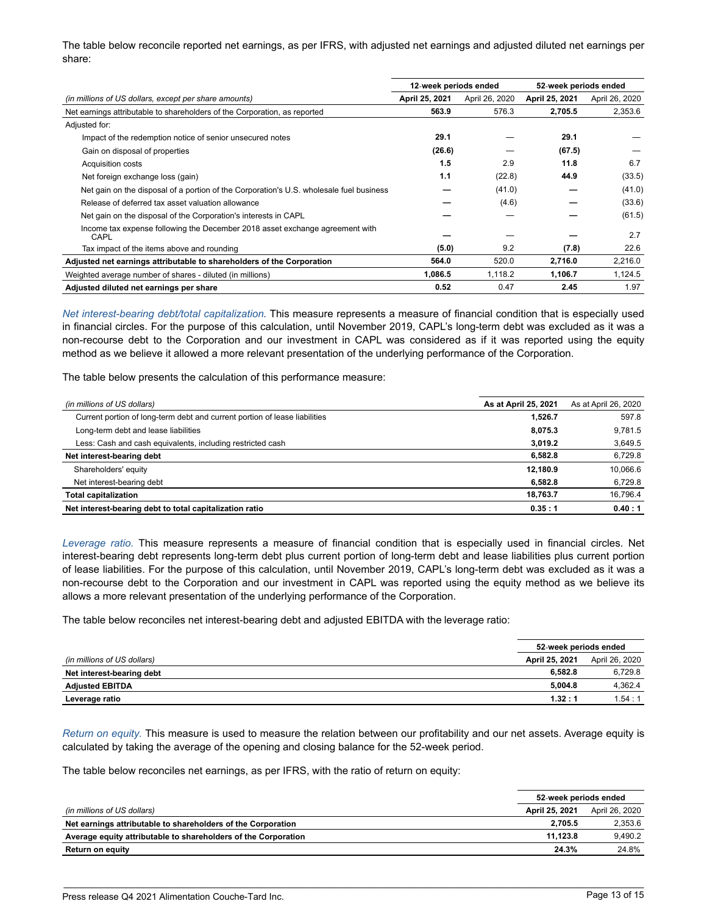The table below reconcile reported net earnings, as per IFRS, with adjusted net earnings and adjusted diluted net earnings per share:

| | 12-week periods ended | | 52-week periods ended | |
|---|---|---|---|---|
| *(in millions of US dollars, except per share amounts)* | **April 25, 2021** | April 26, 2020 | **April 25, 2021** | April 26, 2020 |
| Net earnings attributable to shareholders of the Corporation, as reported | **563.9** | 576.3 | **2,705.5** | 2,353.6 |
| Adjusted for: | | | | |
| Impact of the redemption notice of senior unsecured notes | **29.1** | — | **29.1** | — |
| Gain on disposal of properties | **(26.6)** | — | **(67.5)** | — |
| Acquisition costs | **1.5** | 2.9 | **11.8** | 6.7 |
| Net foreign exchange loss (gain) | **1.1** | (22.8) | **44.9** | (33.5) |
| Net gain on the disposal of a portion of the Corporation's U.S. wholesale fuel business | **—** | (41.0) | **—** | (41.0) |
| Release of deferred tax asset valuation allowance | **—** | (4.6) | **—** | (33.6) |
| Net gain on the disposal of the Corporation's interests in CAPL | **—** | — | **—** | (61.5) |
| Income tax expense following the December 2018 asset exchange agreement with CAPL | **—** | — | **—** | 2.7 |
| Tax impact of the items above and rounding | **(5.0)** | 9.2 | **(7.8)** | 22.6 |
| **Adjusted net earnings attributable to shareholders of the Corporation** | **564.0** | 520.0 | **2,716.0** | 2,216.0 |
| Weighted average number of shares - diluted (in millions) | **1,086.5** | 1,118.2 | **1,106.7** | 1,124.5 |
| **Adjusted diluted net earnings per share** | **0.52** | 0.47 | **2.45** | 1.97 |

*Net interest-bearing debt/total capitalization.* This measure represents a measure of financial condition that is especially used in financial circles. For the purpose of this calculation, until November 2019, CAPL's long-term debt was excluded as it was a non-recourse debt to the Corporation and our investment in CAPL was considered as if it was reported using the equity method as we believe it allowed a more relevant presentation of the underlying performance of the Corporation.

The table below presents the calculation of this performance measure:

| *(in millions of US dollars)* | **As at April 25, 2021** | As at April 26, 2020 |
|---|---|---|
| Current portion of long-term debt and current portion of lease liabilities | **1,526.7** | 597.8 |
| Long-term debt and lease liabilities | **8,075.3** | 9,781.5 |
| Less: Cash and cash equivalents, including restricted cash | **3,019.2** | 3,649.5 |
| **Net interest-bearing debt** | **6,582.8** | 6,729.8 |
| Shareholders' equity | **12,180.9** | 10,066.6 |
| Net interest-bearing debt | **6,582.8** | 6,729.8 |
| **Total capitalization** | **18,763.7** | 16,796.4 |
| **Net interest-bearing debt to total capitalization ratio** | **0.35 : 1** | **0.40 : 1** |

*Leverage ratio.* This measure represents a measure of financial condition that is especially used in financial circles. Net interest-bearing debt represents long-term debt plus current portion of long-term debt and lease liabilities plus current portion of lease liabilities. For the purpose of this calculation, until November 2019, CAPL's long-term debt was excluded as it was a non-recourse debt to the Corporation and our investment in CAPL was reported using the equity method as we believe its allows a more relevant presentation of the underlying performance of the Corporation.

The table below reconciles net interest-bearing debt and adjusted EBITDA with the leverage ratio:

| | 52-week periods ended | |
|---|---|---|
| *(in millions of US dollars)* | **April 25, 2021** | April 26, 2020 |
| **Net interest-bearing debt** | **6,582.8** | 6,729.8 |
| **Adjusted EBITDA** | **5,004.8** | 4,362.4 |
| **Leverage ratio** | **1.32 : 1** | 1.54 : 1 |

*Return on equity.* This measure is used to measure the relation between our profitability and our net assets. Average equity is calculated by taking the average of the opening and closing balance for the 52-week period.

The table below reconciles net earnings, as per IFRS, with the ratio of return on equity:

| | 52-week periods ended | |
|---|---|---|
| *(in millions of US dollars)* | **April 25, 2021** | April 26, 2020 |
| **Net earnings attributable to shareholders of the Corporation** | **2,705.5** | 2,353.6 |
| **Average equity attributable to shareholders of the Corporation** | **11,123.8** | 9,490.2 |
| **Return on equity** | **24.3%** | 24.8% |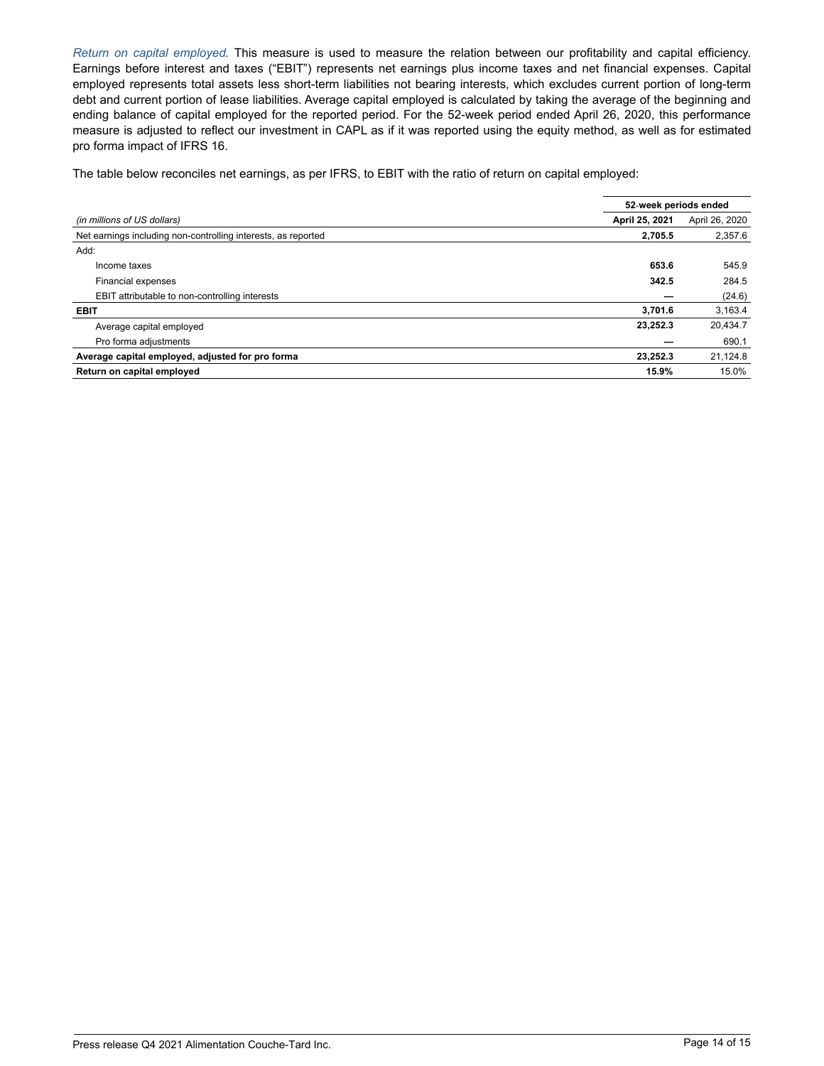*Return on capital employed.* This measure is used to measure the relation between our profitability and capital efficiency. Earnings before interest and taxes ("EBIT") represents net earnings plus income taxes and net financial expenses. Capital employed represents total assets less short-term liabilities not bearing interests, which excludes current portion of long-term debt and current portion of lease liabilities. Average capital employed is calculated by taking the average of the beginning and ending balance of capital employed for the reported period. For the 52-week period ended April 26, 2020, this performance measure is adjusted to reflect our investment in CAPL as if it was reported using the equity method, as well as for estimated pro forma impact of IFRS 16.

The table below reconciles net earnings, as per IFRS, to EBIT with the ratio of return on capital employed:

| | **52-week periods ended** | |
|---|---|---|
| *(in millions of US dollars)* | **April 25, 2021** | April 26, 2020 |
| Net earnings including non-controlling interests, as reported | **2,705.5** | 2,357.6 |
| Add: | | |
| Income taxes | **653.6** | 545.9 |
| Financial expenses | **342.5** | 284.5 |
| EBIT attributable to non-controlling interests | **—** | (24.6) |
| **EBIT** | **3,701.6** | 3,163.4 |
| Average capital employed | **23,252.3** | 20,434.7 |
| Pro forma adjustments | **—** | 690.1 |
| **Average capital employed, adjusted for pro forma** | **23,252.3** | 21,124.8 |
| **Return on capital employed** | **15.9%** | 15.0% |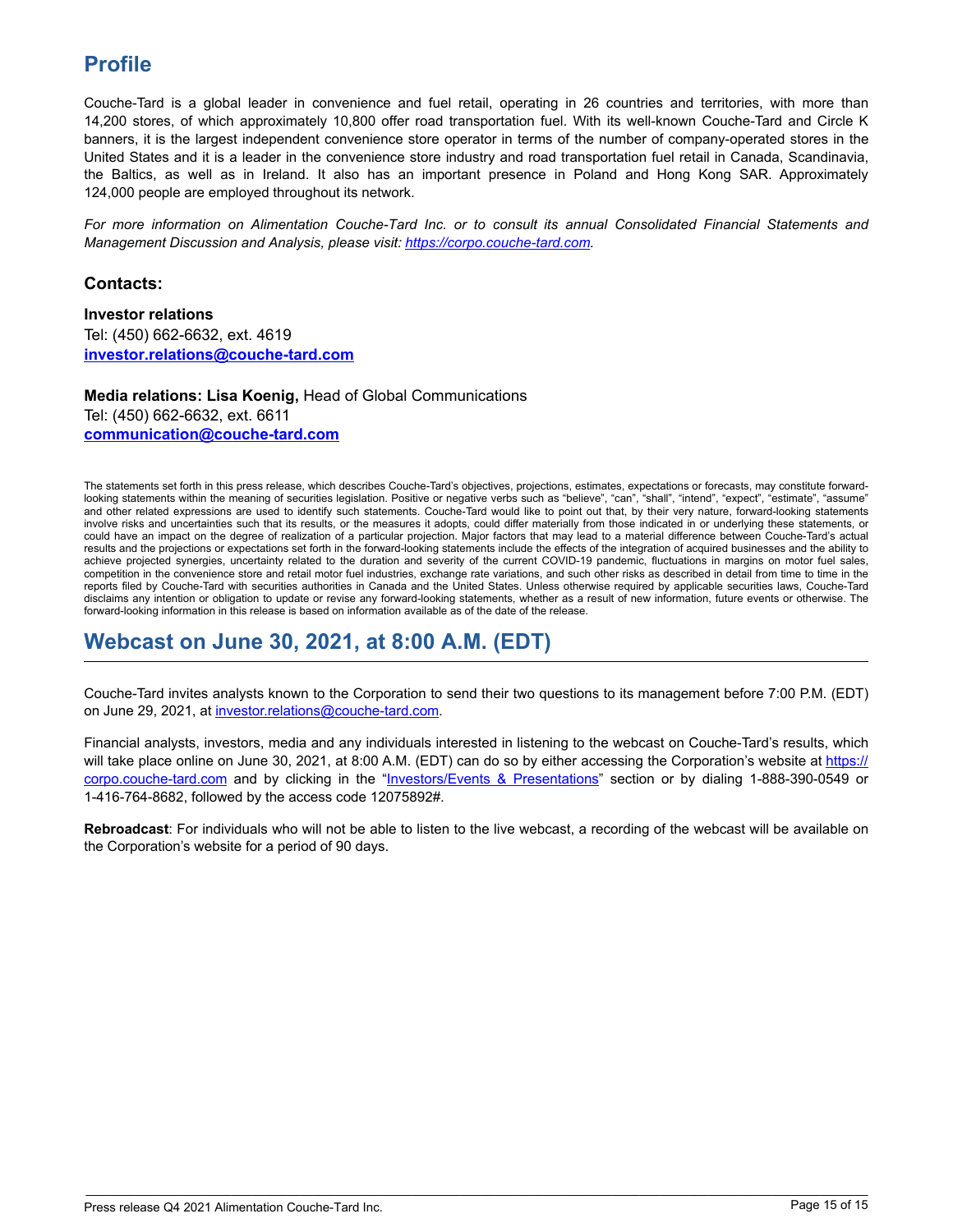## Profile

Couche-Tard is a global leader in convenience and fuel retail, operating in 26 countries and territories, with more than 14,200 stores, of which approximately 10,800 offer road transportation fuel. With its well-known Couche-Tard and Circle K banners, it is the largest independent convenience store operator in terms of the number of company-operated stores in the United States and it is a leader in the convenience store industry and road transportation fuel retail in Canada, Scandinavia, the Baltics, as well as in Ireland. It also has an important presence in Poland and Hong Kong SAR. Approximately 124,000 people are employed throughout its network.

*For more information on Alimentation Couche-Tard Inc. or to consult its annual Consolidated Financial Statements and Management Discussion and Analysis, please visit: https://corpo.couche-tard.com.*

### Contacts:

**Investor relations**
Tel: (450) 662-6632, ext. 4619
**investor.relations@couche-tard.com**

**Media relations: Lisa Koenig,** Head of Global Communications
Tel: (450) 662-6632, ext. 6611
**communication@couche-tard.com**

The statements set forth in this press release, which describes Couche-Tard's objectives, projections, estimates, expectations or forecasts, may constitute forward-looking statements within the meaning of securities legislation. Positive or negative verbs such as "believe", "can", "shall", "intend", "expect", "estimate", "assume" and other related expressions are used to identify such statements. Couche-Tard would like to point out that, by their very nature, forward-looking statements involve risks and uncertainties such that its results, or the measures it adopts, could differ materially from those indicated in or underlying these statements, or could have an impact on the degree of realization of a particular projection. Major factors that may lead to a material difference between Couche-Tard's actual results and the projections or expectations set forth in the forward-looking statements include the effects of the integration of acquired businesses and the ability to achieve projected synergies, uncertainty related to the duration and severity of the current COVID-19 pandemic, fluctuations in margins on motor fuel sales, competition in the convenience store and retail motor fuel industries, exchange rate variations, and such other risks as described in detail from time to time in the reports filed by Couche-Tard with securities authorities in Canada and the United States. Unless otherwise required by applicable securities laws, Couche-Tard disclaims any intention or obligation to update or revise any forward-looking statements, whether as a result of new information, future events or otherwise. The forward-looking information in this release is based on information available as of the date of the release.

## Webcast on June 30, 2021, at 8:00 A.M. (EDT)

Couche-Tard invites analysts known to the Corporation to send their two questions to its management before 7:00 P.M. (EDT) on June 29, 2021, at investor.relations@couche-tard.com.

Financial analysts, investors, media and any individuals interested in listening to the webcast on Couche-Tard's results, which will take place online on June 30, 2021, at 8:00 A.M. (EDT) can do so by either accessing the Corporation's website at https://corpo.couche-tard.com and by clicking in the "Investors/Events & Presentations" section or by dialing 1-888-390-0549 or 1-416-764-8682, followed by the access code 12075892#.

**Rebroadcast**: For individuals who will not be able to listen to the live webcast, a recording of the webcast will be available on the Corporation's website for a period of 90 days.